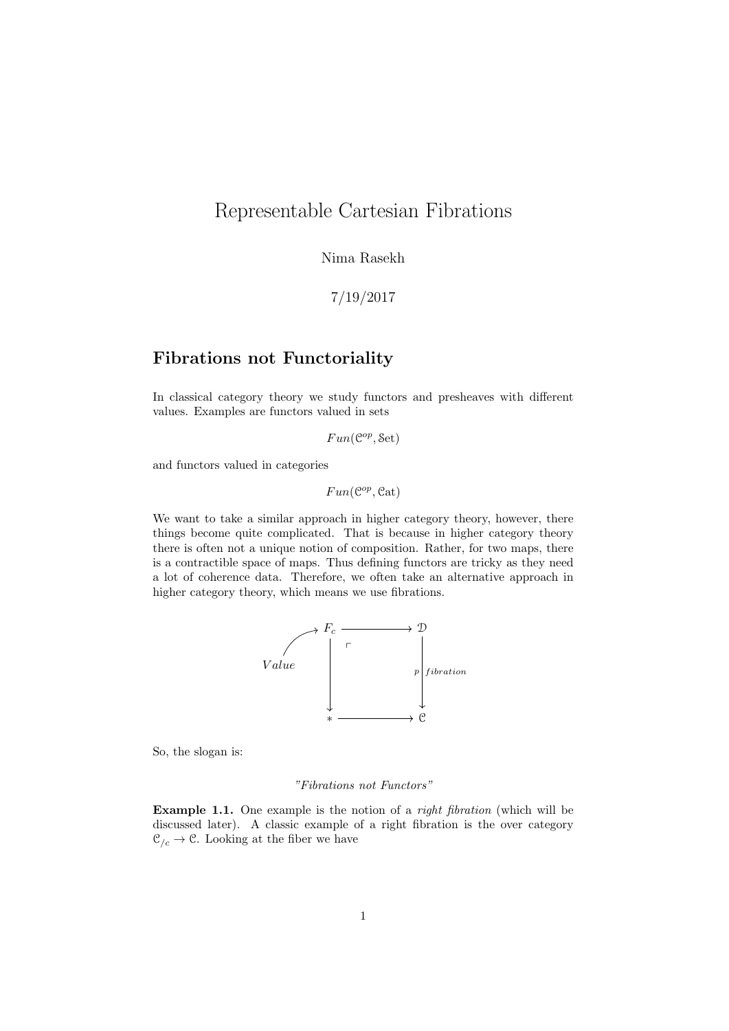# Representable Cartesian Fibrations

Nima Rasekh

7/19/2017

## Fibrations not Functoriality

In classical category theory we study functors and presheaves with different values. Examples are functors valued in sets

$$Fun(\mathcal{C}^{op}, \mathcal{S}\text{et})$$

and functors valued in categories

$$Fun(\mathcal{C}^{op}, \mathcal{C}\text{at})$$

We want to take a similar approach in higher category theory, however, there things become quite complicated. That is because in higher category theory there is often not a unique notion of composition. Rather, for two maps, there is a contractible space of maps. Thus defining functors are tricky as they need a lot of coherence data. Therefore, we often take an alternative approach in higher category theory, which means we use fibrations.

$$\begin{array}{cccc} Value \nearrow & F_c & \longrightarrow & \mathcal{D} \\ & \big\downarrow & \ulcorner & \big\downarrow {\scriptstyle p \; fibration} \\ & * & \longrightarrow & \mathcal{C} \end{array}$$

So, the slogan is:

*"Fibrations not Functors"*

**Example 1.1.** One example is the notion of a *right fibration* (which will be discussed later). A classic example of a right fibration is the over category $\mathcal{C}_{/c} \to \mathcal{C}$. Looking at the fiber we have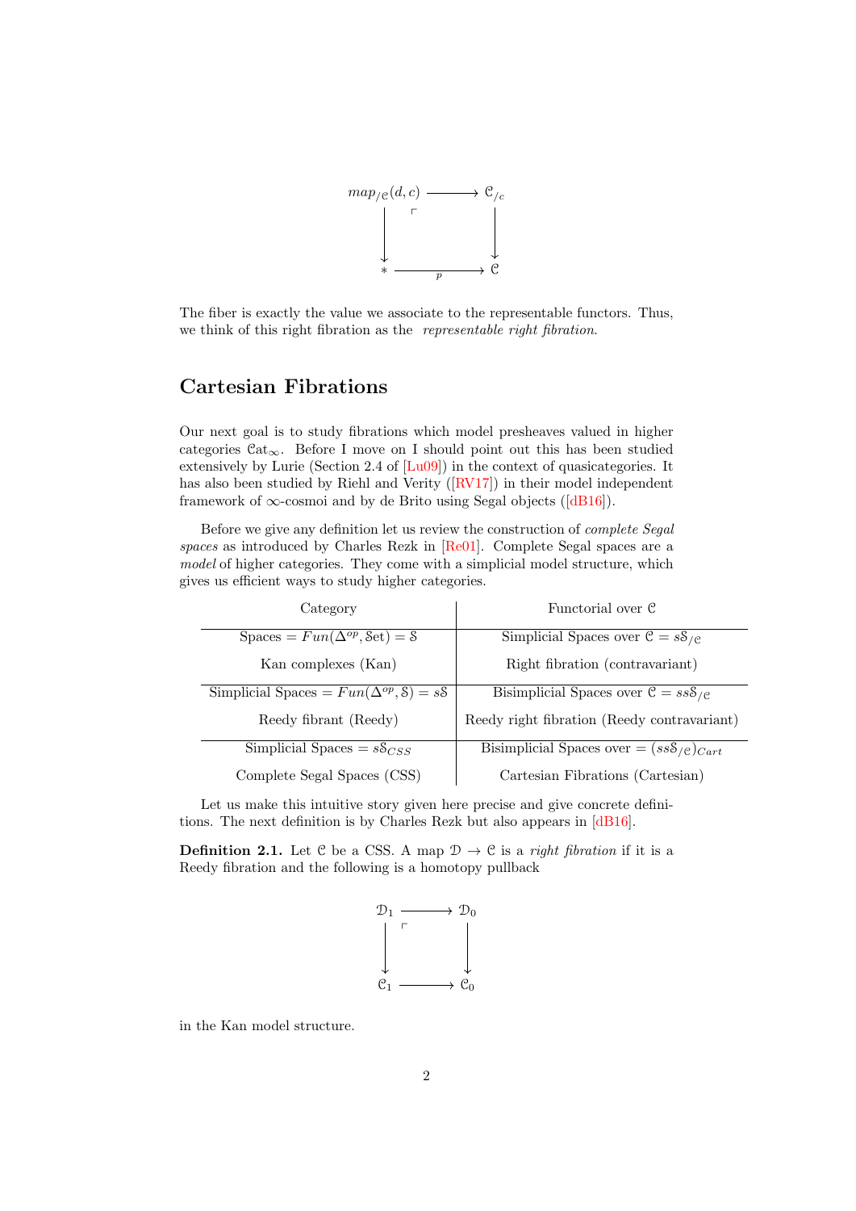$$
\begin{array}{ccc}
map_{/\mathcal{C}}(d,c) & \longrightarrow & \mathcal{C}_{/c} \\
\downarrow & \lrcorner & \downarrow \\
* & \xrightarrow[p]{} & \mathcal{C}
\end{array}
$$

The fiber is exactly the value we associate to the representable functors. Thus, we think of this right fibration as the *representable right fibration*.

## Cartesian Fibrations

Our next goal is to study fibrations which model presheaves valued in higher categories $\mathcal{C}at_\infty$. Before I move on I should point out this has been studied extensively by Lurie (Section 2.4 of [Lu09]) in the context of quasicategories. It has also been studied by Riehl and Verity ([RV17]) in their model independent framework of $\infty$-cosmoi and by de Brito using Segal objects ([dB16]).

Before we give any definition let us review the construction of *complete Segal spaces* as introduced by Charles Rezk in [Re01]. Complete Segal spaces are a *model* of higher categories. They come with a simplicial model structure, which gives us efficient ways to study higher categories.

| Category | Functorial over $\mathcal{C}$ |
|---|---|
| Spaces $= Fun(\Delta^{op}, \mathcal{S}et) = \mathcal{S}$ | Simplicial Spaces over $\mathcal{C} = s\mathcal{S}_{/\mathcal{C}}$ |
| Kan complexes (Kan) | Right fibration (contravariant) |
| Simplicial Spaces $= Fun(\Delta^{op}, \mathcal{S}) = s\mathcal{S}$ | Bisimplicial Spaces over $\mathcal{C} = ss\mathcal{S}_{/\mathcal{C}}$ |
| Reedy fibrant (Reedy) | Reedy right fibration (Reedy contravariant) |
| Simplicial Spaces $= s\mathcal{S}_{CSS}$ | Bisimplicial Spaces over $= (ss\mathcal{S}_{/\mathcal{C}})_{Cart}$ |
| Complete Segal Spaces (CSS) | Cartesian Fibrations (Cartesian) |

Let us make this intuitive story given here precise and give concrete definitions. The next definition is by Charles Rezk but also appears in [dB16].

**Definition 2.1.** Let $\mathcal{C}$ be a CSS. A map $\mathcal{D} \to \mathcal{C}$ is a *right fibration* if it is a Reedy fibration and the following is a homotopy pullback

$$
\begin{array}{ccc}
\mathcal{D}_1 & \longrightarrow & \mathcal{D}_0 \\
\downarrow & \lrcorner & \downarrow \\
\mathcal{C}_1 & \longrightarrow & \mathcal{C}_0
\end{array}
$$

in the Kan model structure.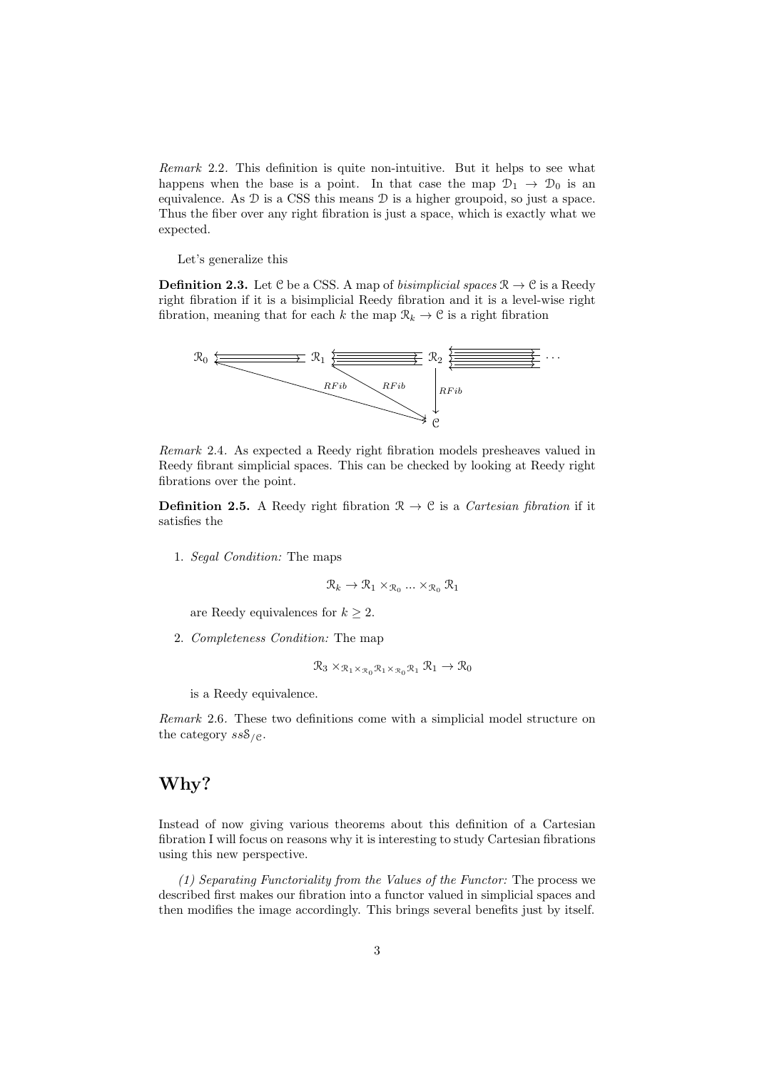*Remark* 2.2. This definition is quite non-intuitive. But it helps to see what happens when the base is a point. In that case the map $\mathcal{D}_1 \to \mathcal{D}_0$ is an equivalence. As $\mathcal{D}$ is a CSS this means $\mathcal{D}$ is a higher groupoid, so just a space. Thus the fiber over any right fibration is just a space, which is exactly what we expected.

Let's generalize this

**Definition 2.3.** Let $\mathcal{C}$ be a CSS. A map of *bisimplicial spaces* $\mathcal{R} \to \mathcal{C}$ is a Reedy right fibration if it is a bisimplicial Reedy fibration and it is a level-wise right fibration, meaning that for each $k$ the map $\mathcal{R}_k \to \mathcal{C}$ is a right fibration

$$\begin{array}{ccccccc} \mathcal{R}_0 & \leftleftarrows & \mathcal{R}_1 & \leftleftarrows & \mathcal{R}_2 & \leftleftarrows & \cdots \\ & \searrow^{RFib} & & \searrow^{RFib} & \downarrow^{RFib} & & \\ & & & & \mathcal{C} & & \end{array}$$

*Remark* 2.4. As expected a Reedy right fibration models presheaves valued in Reedy fibrant simplicial spaces. This can be checked by looking at Reedy right fibrations over the point.

**Definition 2.5.** A Reedy right fibration $\mathcal{R} \to \mathcal{C}$ is a *Cartesian fibration* if it satisfies the

1. *Segal Condition:* The maps
$$\mathcal{R}_k \to \mathcal{R}_1 \times_{\mathcal{R}_0} ... \times_{\mathcal{R}_0} \mathcal{R}_1$$
are Reedy equivalences for $k \geq 2$.

2. *Completeness Condition:* The map
$$\mathcal{R}_3 \times_{\mathcal{R}_1 \times_{\mathcal{R}_0} \mathcal{R}_1 \times_{\mathcal{R}_0} \mathcal{R}_1} \mathcal{R}_1 \to \mathcal{R}_0$$
is a Reedy equivalence.

*Remark* 2.6. These two definitions come with a simplicial model structure on the category $ss\mathcal{S}_{/\mathcal{C}}$.

# Why?

Instead of now giving various theorems about this definition of a Cartesian fibration I will focus on reasons why it is interesting to study Cartesian fibrations using this new perspective.

*(1) Separating Functoriality from the Values of the Functor:* The process we described first makes our fibration into a functor valued in simplicial spaces and then modifies the image accordingly. This brings several benefits just by itself.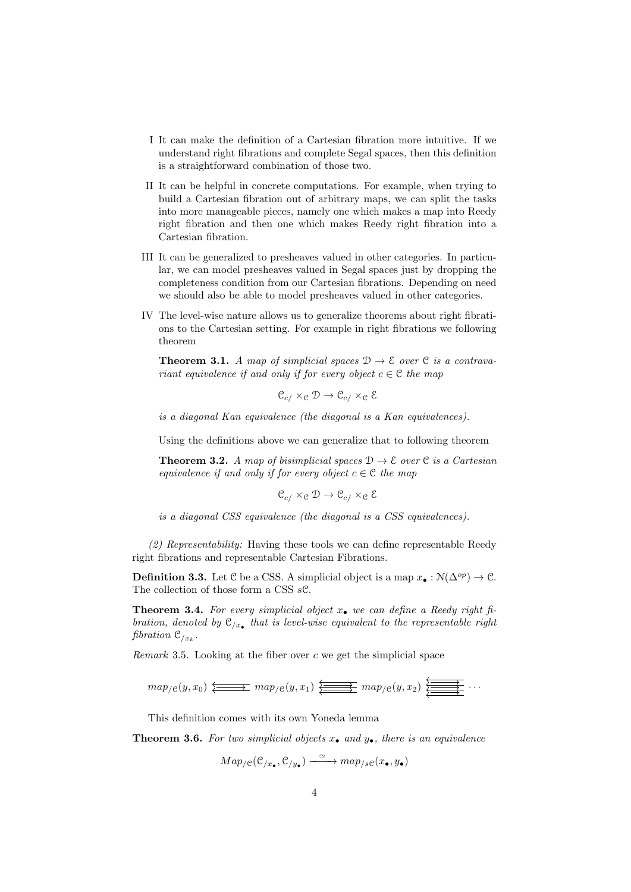I It can make the definition of a Cartesian fibration more intuitive. If we understand right fibrations and complete Segal spaces, then this definition is a straightforward combination of those two.

II It can be helpful in concrete computations. For example, when trying to build a Cartesian fibration out of arbitrary maps, we can split the tasks into more manageable pieces, namely one which makes a map into Reedy right fibration and then one which makes Reedy right fibration into a Cartesian fibration.

III It can be generalized to presheaves valued in other categories. In particular, we can model presheaves valued in Segal spaces just by dropping the completeness condition from our Cartesian fibrations. Depending on need we should also be able to model presheaves valued in other categories.

IV The level-wise nature allows us to generalize theorems about right fibrations to the Cartesian setting. For example in right fibrations we following theorem

**Theorem 3.1.** *A map of simplicial spaces $\mathcal{D} \to \mathcal{E}$ over $\mathcal{C}$ is a contravariant equivalence if and only if for every object $c \in \mathcal{C}$ the map*

$$\mathcal{C}_{c/} \times_{\mathcal{C}} \mathcal{D} \to \mathcal{C}_{c/} \times_{\mathcal{C}} \mathcal{E}$$

*is a diagonal Kan equivalence (the diagonal is a Kan equivalences).*

Using the definitions above we can generalize that to following theorem

**Theorem 3.2.** *A map of bisimplicial spaces $\mathcal{D} \to \mathcal{E}$ over $\mathcal{C}$ is a Cartesian equivalence if and only if for every object $c \in \mathcal{C}$ the map*

$$\mathcal{C}_{c/} \times_{\mathcal{C}} \mathcal{D} \to \mathcal{C}_{c/} \times_{\mathcal{C}} \mathcal{E}$$

*is a diagonal CSS equivalence (the diagonal is a CSS equivalences).*

*(2) Representability:* Having these tools we can define representable Reedy right fibrations and representable Cartesian Fibrations.

**Definition 3.3.** Let $\mathcal{C}$ be a CSS. A simplicial object is a map $x_\bullet : \mathcal{N}(\Delta^{op}) \to \mathcal{C}$. The collection of those form a CSS $s\mathcal{C}$.

**Theorem 3.4.** *For every simplicial object $x_\bullet$ we can define a Reedy right fibration, denoted by $\mathcal{C}_{/x_\bullet}$ that is level-wise equivalent to the representable right fibration $\mathcal{C}_{/x_k}$.*

*Remark* 3.5. Looking at the fiber over $c$ we get the simplicial space

$$map_{/\mathcal{C}}(y, x_0) \leftleftarrows map_{/\mathcal{C}}(y, x_1) \leftleftarrows map_{/\mathcal{C}}(y, x_2) \cdots$$

This definition comes with its own Yoneda lemma

**Theorem 3.6.** *For two simplicial objects $x_\bullet$ and $y_\bullet$, there is an equivalence*

$$Map_{/\mathcal{C}}(\mathcal{C}_{/x_\bullet}, \mathcal{C}_{/y_\bullet}) \xrightarrow{\simeq} map_{/s\mathcal{C}}(x_\bullet, y_\bullet)$$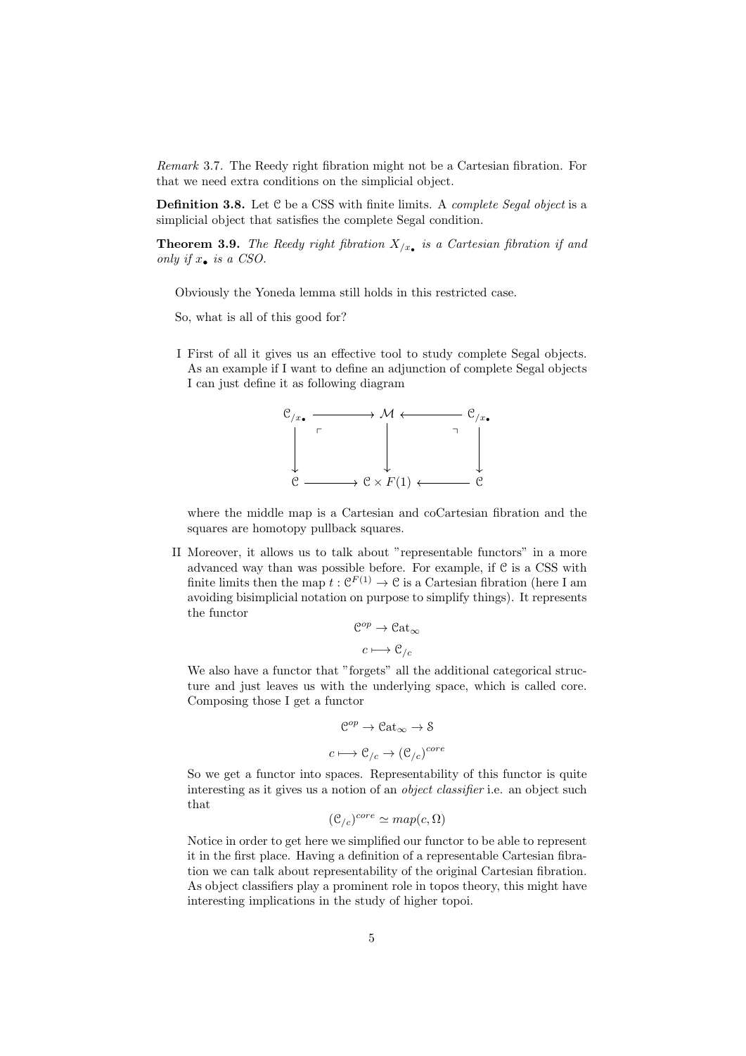*Remark* 3.7. The Reedy right fibration might not be a Cartesian fibration. For that we need extra conditions on the simplicial object.

**Definition 3.8.** Let $\mathcal{C}$ be a CSS with finite limits. A *complete Segal object* is a simplicial object that satisfies the complete Segal condition.

**Theorem 3.9.** *The Reedy right fibration $X_{/x_\bullet}$ is a Cartesian fibration if and only if $x_\bullet$ is a CSO.*

Obviously the Yoneda lemma still holds in this restricted case.

So, what is all of this good for?

I First of all it gives us an effective tool to study complete Segal objects. As an example if I want to define an adjunction of complete Segal objects I can just define it as following diagram

$$\begin{array}{ccccc}
\mathcal{C}_{/x_\bullet} & \longrightarrow & \mathcal{M} & \longleftarrow & \mathcal{C}_{/x_\bullet} \\
\downarrow & \ulcorner & \downarrow & \urcorner & \downarrow \\
\mathcal{C} & \longrightarrow & \mathcal{C} \times F(1) & \longleftarrow & \mathcal{C}
\end{array}$$

where the middle map is a Cartesian and coCartesian fibration and the squares are homotopy pullback squares.

II Moreover, it allows us to talk about "representable functors" in a more advanced way than was possible before. For example, if $\mathcal{C}$ is a CSS with finite limits then the map $t : \mathcal{C}^{F(1)} \to \mathcal{C}$ is a Cartesian fibration (here I am avoiding bisimplicial notation on purpose to simplify things). It represents the functor

$$\mathcal{C}^{op} \to \mathcal{C}at_\infty$$

$$c \longmapsto \mathcal{C}_{/c}$$

We also have a functor that "forgets" all the additional categorical structure and just leaves us with the underlying space, which is called core. Composing those I get a functor

$$\mathcal{C}^{op} \to \mathcal{C}at_\infty \to \mathcal{S}$$

$$c \longmapsto \mathcal{C}_{/c} \to (\mathcal{C}_{/c})^{core}$$

So we get a functor into spaces. Representability of this functor is quite interesting as it gives us a notion of an *object classifier* i.e. an object such that

$$(\mathcal{C}_{/c})^{core} \simeq map(c, \Omega)$$

Notice in order to get here we simplified our functor to be able to represent it in the first place. Having a definition of a representable Cartesian fibration we can talk about representability of the original Cartesian fibration. As object classifiers play a prominent role in topos theory, this might have interesting implications in the study of higher topoi.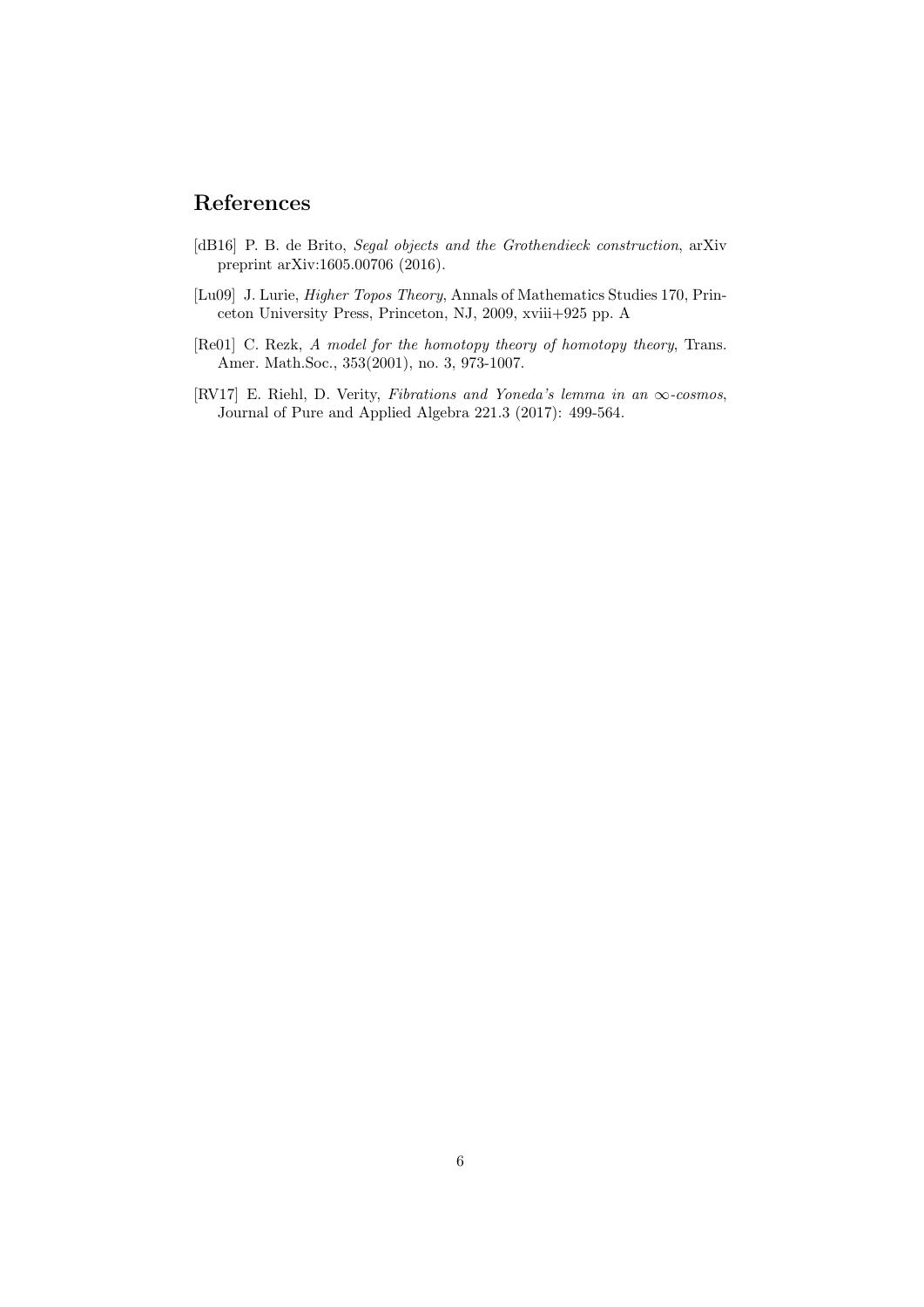## References

[dB16] P. B. de Brito, *Segal objects and the Grothendieck construction*, arXiv preprint arXiv:1605.00706 (2016).

[Lu09] J. Lurie, *Higher Topos Theory*, Annals of Mathematics Studies 170, Princeton University Press, Princeton, NJ, 2009, xviii+925 pp. A

[Re01] C. Rezk, *A model for the homotopy theory of homotopy theory*, Trans. Amer. Math.Soc., 353(2001), no. 3, 973-1007.

[RV17] E. Riehl, D. Verity, *Fibrations and Yoneda's lemma in an $\infty$-cosmos*, Journal of Pure and Applied Algebra 221.3 (2017): 499-564.